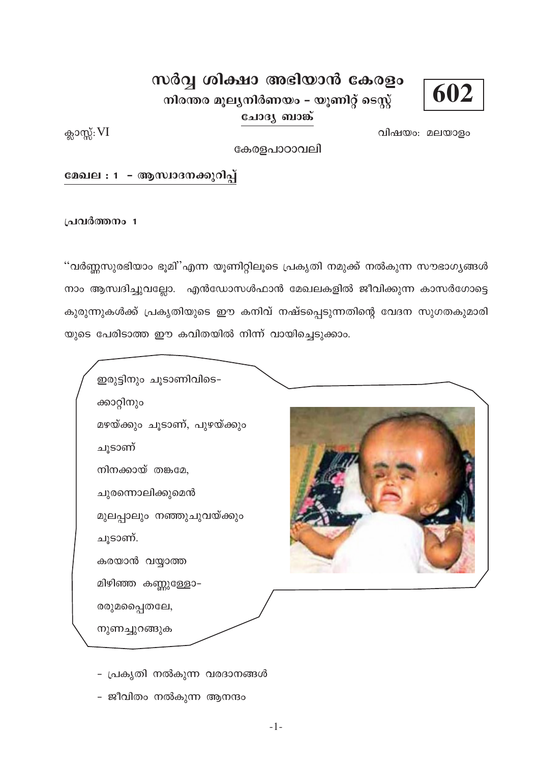# സർവ്വ ശിക്ഷാ അഭിയാൻ കേരളം

## നിരന്തര മൂല്യനിർണയം - യൂണിറ്റ് ടെസ്റ്റ്

**602**

ചോദ്യ ബാങ്ക്

ക്ലാസ്സ്: VI

വിഷയം: മലയാളം

കേരളപാഠാവലി

### മേഖല : 1 - ആസ്വാദനക്കുറിപ്പ്

പ്രവർത്തനം 1

''വർണ്ണസുരഭിയാം ഭൂമി''എന്ന യൂണിറ്റിലൂടെ പ്രകൃതി നമുക്ക് നൽകുന്ന സൗഭാഗ്യങ്ങൾ നാം ആസ്വദിച്ചുവല്ലോ. എൻഡോസൾഫാൻ മേഖലകളിൽ ജീവിക്കുന്ന കാസർഗോട്ടെ കുരുന്നുകൾക്ക് പ്രകൃതിയുടെ ഈ കനിവ് നഷ്ടപ്പെടുന്നതിന്റെ വേദന സുഗതകുമാരി യുടെ പേരിടാത്ത ഈ കവിതയിൽ നിന്ന് വായിച്ചെടുക്കാം.

ഇരുട്ടിനും ചൂടാണിവിടെ-  
ക്കാറ്റിനും  
മഴയ്ക്കും ചൂടാണ്, പുഴയ്ക്കും  
ചൂടാണ്  
നിനക്കായ് തങ്കമേ,  
ചുരന്നൊലിക്കുമെൻ  
മുലപ്പാലും നഞ്ഞുചുവയ്ക്കും  
ചൂടാണ്.  
കരയാൻ വയ്യാത്ത  
മിഴിഞ്ഞ കണ്ണുള്ളോ-  
രരുമപ്പൈതലേ,  
നുണച്ചുറങ്ങുക

- പ്രകൃതി നൽകുന്ന വരദാനങ്ങൾ
- ജീവിതം നൽകുന്ന ആനന്ദം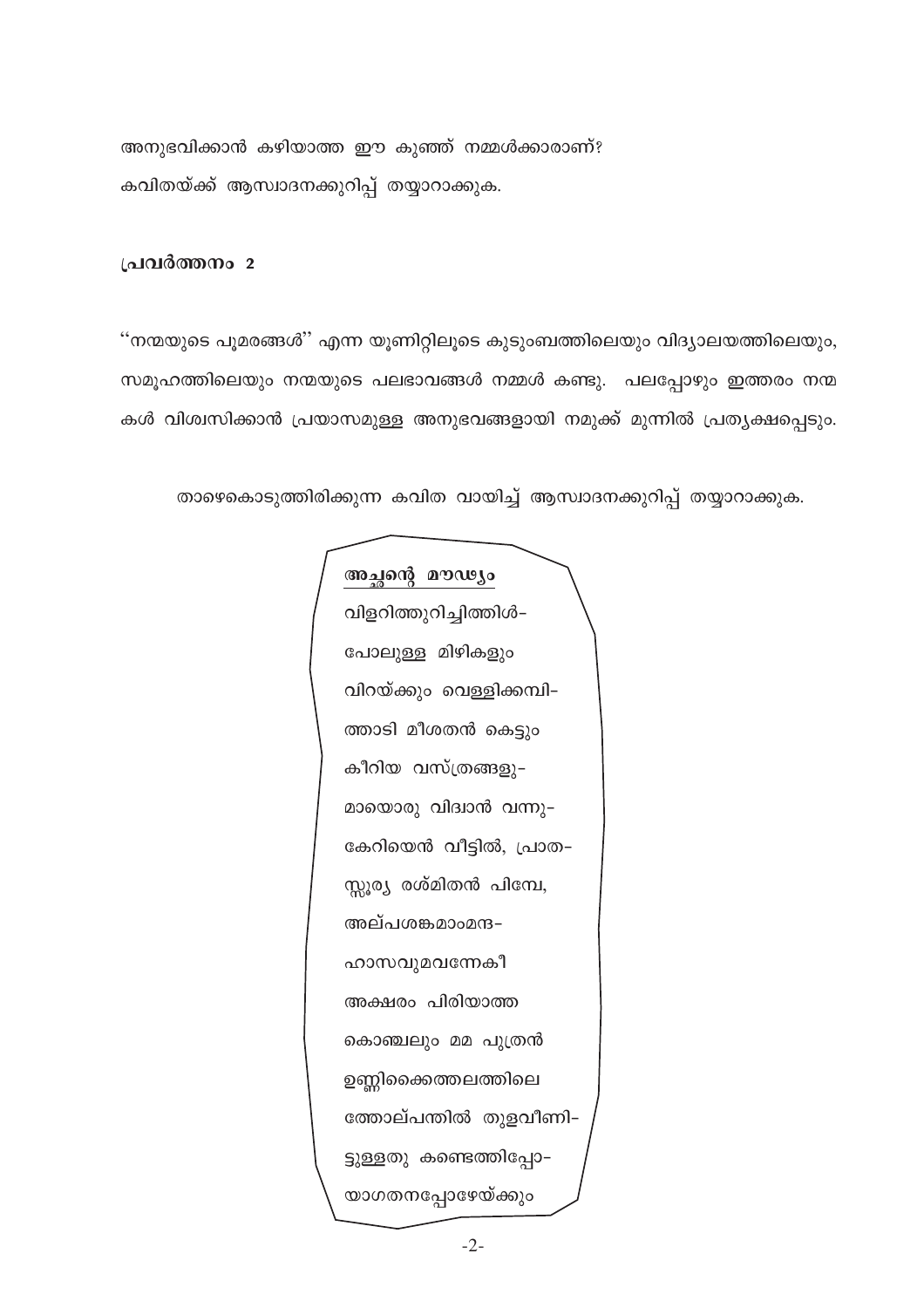അനുഭവിക്കാൻ കഴിയാത്ത ഈ കുഞ്ഞ് നമ്മൾക്കാരാണ്?

കവിതയ്ക്ക് ആസ്വാദനക്കുറിപ്പ് തയ്യാറാക്കുക.

**പ്രവർത്തനം 2**

''നന്മയുടെ പൂമരങ്ങൾ'' എന്ന യൂണിറ്റിലൂടെ കുടുംബത്തിലെയും വിദ്യാലയത്തിലെയും, സമൂഹത്തിലെയും നന്മയുടെ പലഭാവങ്ങൾ നമ്മൾ കണ്ടു. പലപ്പോഴും ഇത്തരം നന്മ കൾ വിശ്വസിക്കാൻ പ്രയാസമുള്ള അനുഭവങ്ങളായി നമുക്ക് മുന്നിൽ പ്രത്യക്ഷപ്പെടും.

താഴെകൊടുത്തിരിക്കുന്ന കവിത വായിച്ച് ആസ്വാദനക്കുറിപ്പ് തയ്യാറാക്കുക.

**അച്ഛന്റെ മൗഢ്യം**

വിളറിത്തുറിച്ചിത്തിൾ-
പോലുള്ള മിഴികളും
വിറയ്ക്കും വെള്ളിക്കമ്പി-
ത്താടി മീശതൻ കെട്ടും
കീറിയ വസ്ത്രങ്ങളു-
മായൊരു വിദ്വാൻ വന്നു-
കേറിയെൻ വീട്ടിൽ, പ്രാത-
സ്സൂര്യ രശ്മിതൻ പിമ്പേ,
അല്പശങ്കമാംമന്ദ-
ഹാസവുമവന്നേകീ
അക്ഷരം പിരിയാത്ത
കൊഞ്ചലും മമ പുത്രൻ
ഉണ്ണിക്കൈത്തലത്തിലെ
ത്തോല്പന്തിൽ തുളവീണി-
ട്ടുള്ളതു കണ്ടെത്തിപ്പോ-
യാഗതനപ്പോഴേയ്ക്കും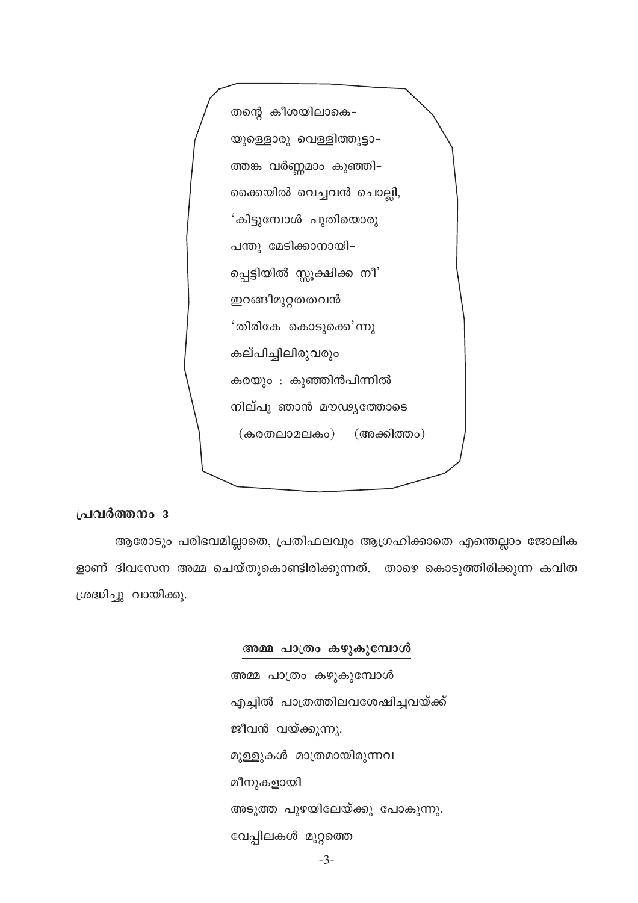തന്റെ കീശയിലാകെ-
യുള്ളൊരു വെള്ളിത്തുട്ടാ-
ത്തങ്ക വർണ്ണമാം കുഞ്ഞി-
ക്കൈയിൽ വെച്ചവൻ ചൊല്ലി,
'കിട്ടുമ്പോൾ പുതിയൊരു
പന്തു മേടിക്കാനായി-
പ്പെട്ടിയിൽ സ്സൂക്ഷിക്ക നീ'
ഇറങ്ങീമുറ്റതവൻ
'തിരികേ കൊടുക്കെ'ന്നു
കല്പിച്ചിലിരുവരും
കരയും : കുഞ്ഞിൻപിന്നിൽ
നില്പൂ ഞാൻ മൗഢ്യത്തോടെ

(കരതലാമലകം) (അക്കിത്തം)

**പ്രവർത്തനം 3**

ആരോടും പരിഭവമില്ലാതെ, പ്രതിഫലവും ആഗ്രഹിക്കാതെ എന്തെല്ലാം ജോലികളാണ് ദിവസേന അമ്മ ചെയ്തുകൊണ്ടിരിക്കുന്നത്. താഴെ കൊടുത്തിരിക്കുന്ന കവിത ശ്രദ്ധിച്ചു വായിക്കൂ.

**അമ്മ പാത്രം കഴുകുമ്പോൾ**

അമ്മ പാത്രം കഴുകുമ്പോൾ
എച്ചിൽ പാത്രത്തിലവശേഷിച്ചവയ്ക്ക്
ജീവൻ വയ്ക്കുന്നു.
മുള്ളുകൾ മാത്രമായിരുന്നവ
മീനുകളായി
അടുത്ത പുഴയിലേയ്ക്കു പോകുന്നു.
വേപ്പിലകൾ മുറ്റത്തെ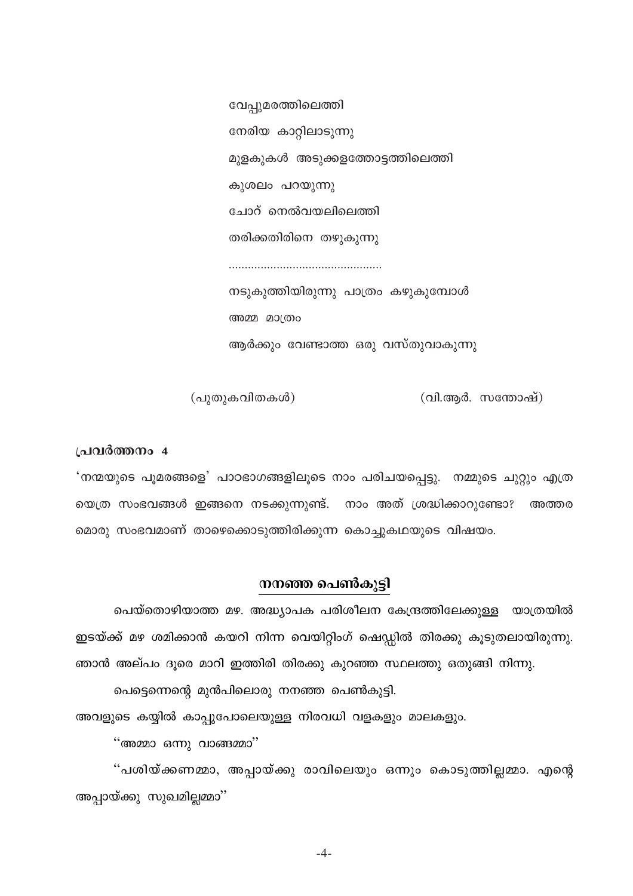വേപ്പുമരത്തിലെത്തി

നേരിയ കാറ്റിലാടുന്നു

മുളകുകൾ അടുക്കളത്തോട്ടത്തിലെത്തി

കുശലം പറയുന്നു

ചോറ് നെൽവയലിലെത്തി

തരിക്കതിരിനെ തഴുകുന്നു

................................................

നടുകുത്തിയിരുന്നു പാത്രം കഴുകുമ്പോൾ

അമ്മ മാത്രം

ആർക്കും വേണ്ടാത്ത ഒരു വസ്തുവാകുന്നു

(പുതുകവിതകൾ) (വി.ആർ. സന്തോഷ്)

**പ്രവർത്തനം 4**

'നന്മയുടെ പൂമരങ്ങളെ' പാഠഭാഗങ്ങളിലൂടെ നാം പരിചയപ്പെട്ടു. നമ്മുടെ ചുറ്റും എത്രയെത്ര സംഭവങ്ങൾ ഇങ്ങനെ നടക്കുന്നുണ്ട്. നാം അത് ശ്രദ്ധിക്കാറുണ്ടോ? അത്തരമൊരു സംഭവമാണ് താഴെക്കൊടുത്തിരിക്കുന്ന കൊച്ചുകഥയുടെ വിഷയം.

## നനഞ്ഞ പെൺകുട്ടി

പെയ്തൊഴിയാത്ത മഴ. അദ്ധ്യാപക പരിശീലന കേന്ദ്രത്തിലേക്കുള്ള യാത്രയിൽ ഇടയ്ക്ക് മഴ ശമിക്കാൻ കയറി നിന്ന വെയിറ്റിംഗ് ഷെഡ്ഡിൽ തിരക്കു കൂടുതലായിരുന്നു. ഞാൻ അല്പം ദൂരെ മാറി ഇത്തിരി തിരക്കു കുറഞ്ഞ സ്ഥലത്തു ഒതുങ്ങി നിന്നു.

പെട്ടെന്നെന്റെ മുൻപിലൊരു നനഞ്ഞ പെൺകുട്ടി.

അവളുടെ കയ്യിൽ കാപ്പുപോലെയുള്ള നിരവധി വളകളും മാലകളും.

''അമ്മാ ഒന്നു വാങ്ങമ്മാ''

''പശിയ്ക്കണമ്മാ, അപ്പായ്ക്കു രാവിലെയും ഒന്നും കൊടുത്തില്ലമ്മാ. എന്റെ അപ്പായ്ക്കു സുഖമില്ലമ്മാ''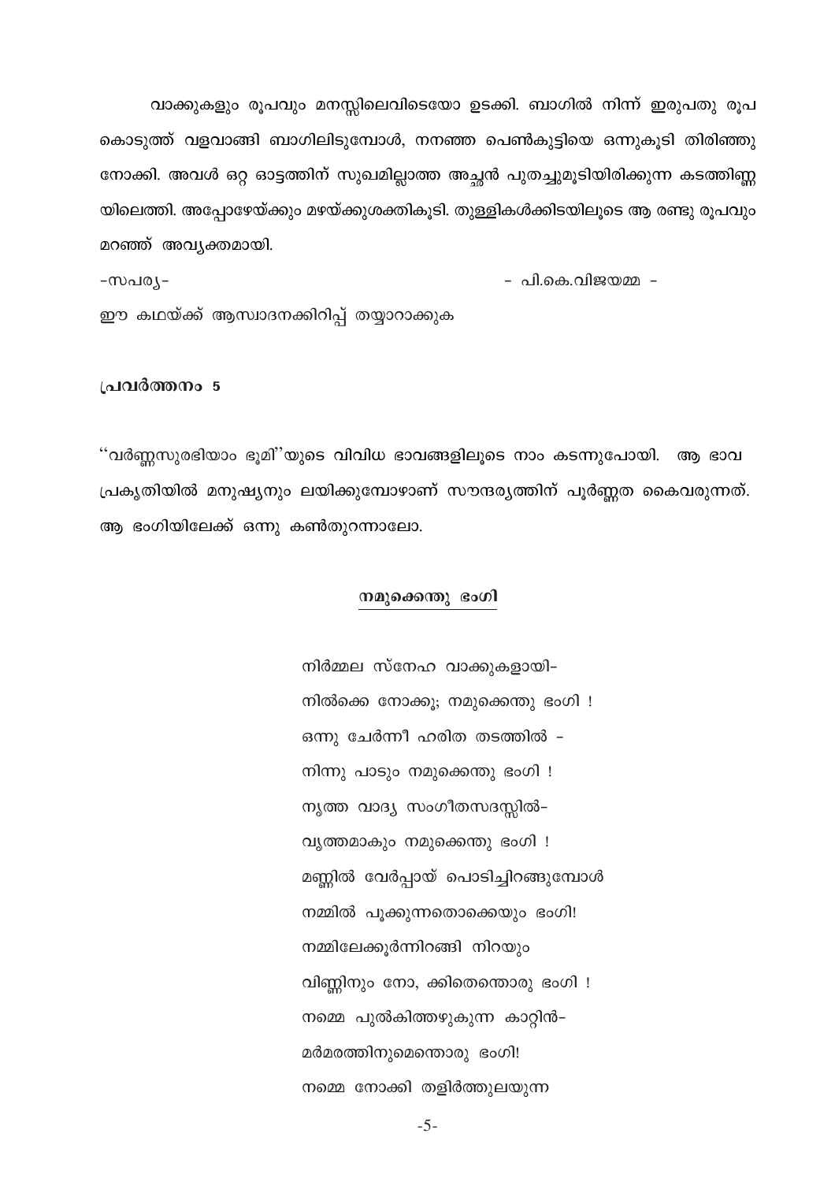വാക്കുകളും രൂപവും മനസ്സിലെവിടെയോ ഉടക്കി. ബാഗിൽ നിന്ന് ഇരുപതു രൂപ കൊടുത്ത് വളവാങ്ങി ബാഗിലിടുമ്പോൾ, നനഞ്ഞ പെൺകുട്ടിയെ ഒന്നുകൂടി തിരിഞ്ഞു നോക്കി. അവൾ ഒറ്റ ഓട്ടത്തിന് സുഖമില്ലാത്ത അച്ഛൻ പുതച്ചുമൂടിയിരിക്കുന്ന കടത്തിണ്ണ യിലെത്തി. അപ്പോഴേയ്ക്കും മഴയ്ക്കുശക്തികൂടി. തുള്ളികൾക്കിടയിലൂടെ ആ രണ്ടു രൂപവും മറഞ്ഞ് അവ്യക്തമായി.

-സപര്യ- - പി.കെ.വിജയമ്മ -

ഈ കഥയ്ക്ക് ആസ്വാദനക്കിറിപ്പ് തയ്യാറാക്കുക

**പ്രവർത്തനം 5**

''വർണ്ണസുരഭിയാം ഭൂമി''യുടെ വിവിധ ഭാവങ്ങളിലൂടെ നാം കടന്നുപോയി. ആ ഭാവ പ്രകൃതിയിൽ മനുഷ്യനും ലയിക്കുമ്പോഴാണ് സൗന്ദര്യത്തിന് പൂർണ്ണത കൈവരുന്നത്. ആ ഭംഗിയിലേക്ക് ഒന്നു കൺതുറന്നാലോ.

## നമുക്കെന്തു ഭംഗി

നിർമ്മല സ്നേഹ വാക്കുകളായി-
നിൽക്കെ നോക്കൂ; നമുക്കെന്തു ഭംഗി !
ഒന്നു ചേർന്നീ ഹരിത തടത്തിൽ -
നിന്നു പാടും നമുക്കെന്തു ഭംഗി !
നൃത്ത വാദ്യ സംഗീതസദസ്സിൽ-
വൃത്തമാകും നമുക്കെന്തു ഭംഗി !
മണ്ണിൽ വേർപ്പായ് പൊടിച്ചിറങ്ങുമ്പോൾ
നമ്മിൽ പൂക്കുന്നതൊക്കെയും ഭംഗി!
നമ്മിലേക്കൂർന്നിറങ്ങി നിറയും
വിണ്ണിനും നോ, ക്കിതെന്തൊരു ഭംഗി !
നമ്മെ പുൽകിത്തഴുകുന്ന കാറ്റിൻ-
മർമരത്തിനുമെന്തൊരു ഭംഗി!
നമ്മെ നോക്കി തളിർത്തുലയുന്ന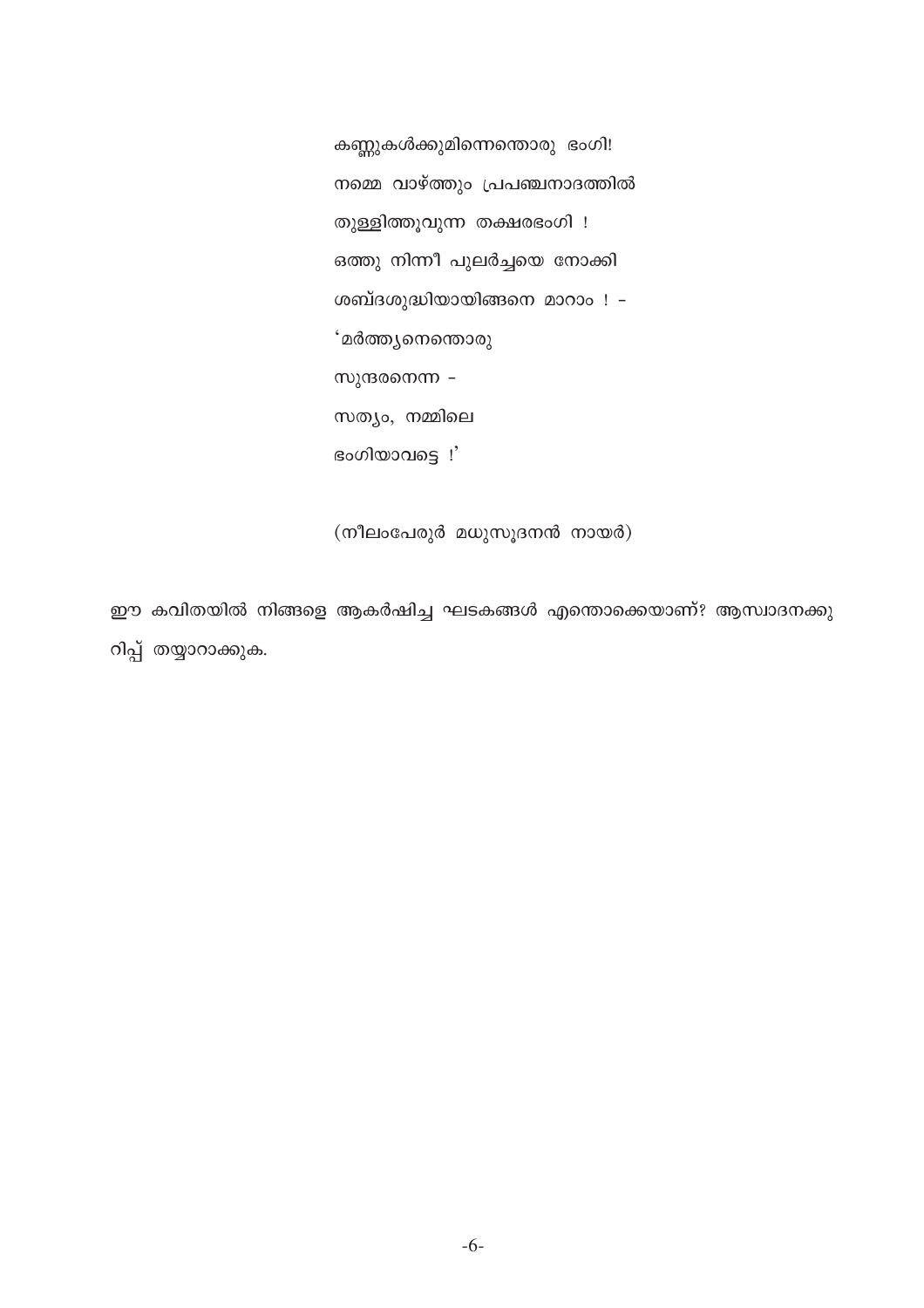കണ്ണുകൾക്കുമിന്നെന്തൊരു ഭംഗി!  
നമ്മെ വാഴ്ത്തും പ്രപഞ്ചനാദത്തിൽ  
തുള്ളിത്തൂവുന്ന തക്ഷരഭംഗി !  
ഒത്തു നിന്നീ പുലർച്ചയെ നോക്കി  
ശബ്ദശുദ്ധിയായിങ്ങനെ മാറാം ! -  
'മർത്ത്യനെന്തൊരു  
സുന്ദരനെന്ന -  
സത്യം, നമ്മിലെ  
ഭംഗിയാവട്ടെ !'

(നീലംപേരൂർ മധുസൂദനൻ നായർ)

ഈ കവിതയിൽ നിങ്ങളെ ആകർഷിച്ച ഘടകങ്ങൾ എന്തൊക്കെയാണ്? ആസ്വാദനക്കുറിപ്പ് തയ്യാറാക്കുക.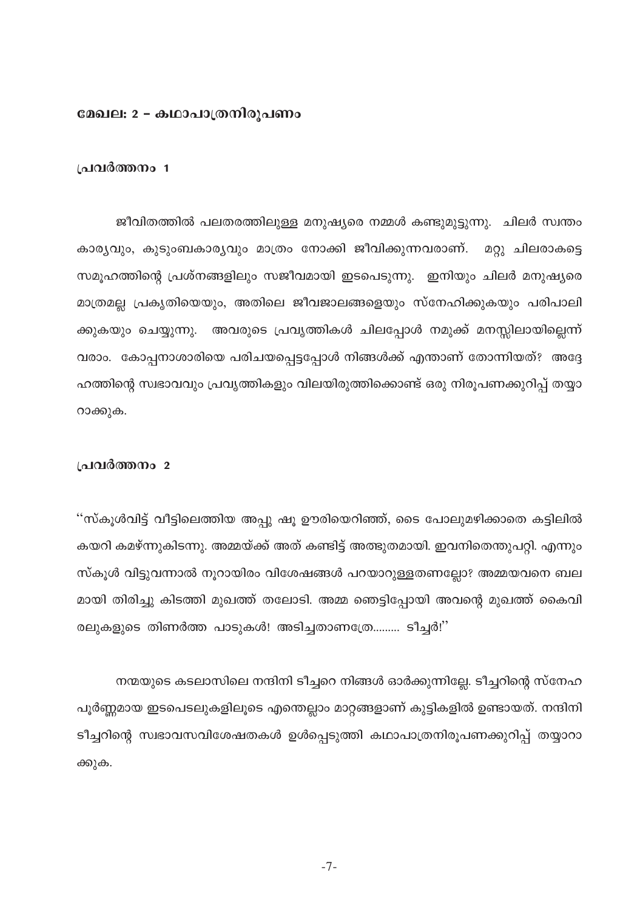## മേഖല: 2 – കഥാപാത്രനിരൂപണം

### പ്രവർത്തനം 1

ജീവിതത്തിൽ പലതരത്തിലുള്ള മനുഷ്യരെ നമ്മൾ കണ്ടുമുട്ടുന്നു. ചിലർ സ്വന്തം കാര്യവും, കുടുംബകാര്യവും മാത്രം നോക്കി ജീവിക്കുന്നവരാണ്. മറ്റു ചിലരാകട്ടെ സമൂഹത്തിന്റെ പ്രശ്നങ്ങളിലും സജീവമായി ഇടപെടുന്നു. ഇനിയും ചിലർ മനുഷ്യരെ മാത്രമല്ല പ്രകൃതിയെയും, അതിലെ ജീവജാലങ്ങളെയും സ്നേഹിക്കുകയും പരിപാലിക്കുകയും ചെയ്യുന്നു. അവരുടെ പ്രവൃത്തികൾ ചിലപ്പോൾ നമുക്ക് മനസ്സിലായില്ലെന്ന് വരാം. കോപ്പനാശാരിയെ പരിചയപ്പെട്ടപ്പോൾ നിങ്ങൾക്ക് എന്താണ് തോന്നിയത്? അദ്ദേഹത്തിന്റെ സ്വഭാവവും പ്രവൃത്തികളും വിലയിരുത്തിക്കൊണ്ട് ഒരു നിരൂപണക്കുറിപ്പ് തയ്യാറാക്കുക.

### പ്രവർത്തനം 2

"സ്കൂൾവിട്ട് വീട്ടിലെത്തിയ അപ്പു ഷൂ ഊരിയെറിഞ്ഞ്, ടൈ പോലുമഴിക്കാതെ കട്ടിലിൽ കയറി കമഴ്ന്നുകിടന്നു. അമ്മയ്ക്ക് അത് കണ്ടിട്ട് അത്ഭുതമായി. ഇവനിതെന്തുപറ്റി. എന്നും സ്കൂൾ വിട്ടുവന്നാൽ നൂറായിരം വിശേഷങ്ങൾ പറയാറുള്ളതണല്ലോ? അമ്മയവനെ ബലമായി തിരിച്ചു കിടത്തി മുഖത്ത് തലോടി. അമ്മ ഞെട്ടിപ്പോയി അവന്റെ മുഖത്ത് കൈവിരലുകളുടെ തിണർത്ത പാടുകൾ! അടിച്ചതാണത്രേ......... ടീച്ചർ!"

നന്മയുടെ കടലാസിലെ നന്ദിനി ടീച്ചറെ നിങ്ങൾ ഓർക്കുന്നില്ലേ. ടീച്ചറിന്റെ സ്നേഹപൂർണ്ണമായ ഇടപെടലുകളിലൂടെ എന്തെല്ലാം മാറ്റങ്ങളാണ് കുട്ടികളിൽ ഉണ്ടായത്. നന്ദിനി ടീച്ചറിന്റെ സ്വഭാവസവിശേഷതകൾ ഉൾപ്പെടുത്തി കഥാപാത്രനിരൂപണക്കുറിപ്പ് തയ്യാറാക്കുക.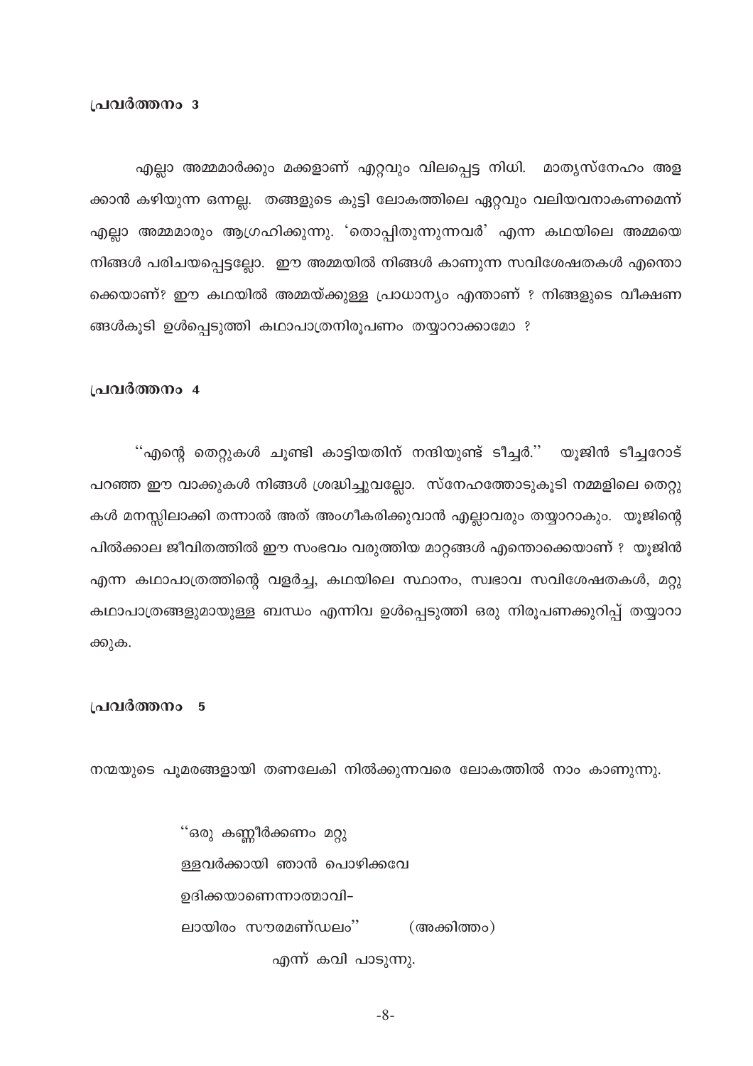### പ്രവർത്തനം 3

എല്ലാ അമ്മമാർക്കും മക്കളാണ് എറ്റവും വിലപ്പെട്ട നിധി. മാതൃസ്നേഹം അളക്കാൻ കഴിയുന്ന ഒന്നല്ല. തങ്ങളുടെ കുട്ടി ലോകത്തിലെ ഏറ്റവും വലിയവനാകണമെന്ന് എല്ലാ അമ്മമാരും ആഗ്രഹിക്കുന്നു. 'തൊപ്പിതുന്നുന്നവർ' എന്ന കഥയിലെ അമ്മയെ നിങ്ങൾ പരിചയപ്പെട്ടല്ലോ. ഈ അമ്മയിൽ നിങ്ങൾ കാണുന്ന സവിശേഷതകൾ എന്തൊക്കെയാണ്? ഈ കഥയിൽ അമ്മയ്ക്കുള്ള പ്രാധാന്യം എന്താണ് ? നിങ്ങളുടെ വീക്ഷണങ്ങൾകൂടി ഉൾപ്പെടുത്തി കഥാപാത്രനിരൂപണം തയ്യാറാക്കാമോ ?

### പ്രവർത്തനം 4

''എന്റെ തെറ്റുകൾ ചൂണ്ടി കാട്ടിയതിന് നന്ദിയുണ്ട് ടീച്ചർ.'' യൂജിൻ ടീച്ചറോട് പറഞ്ഞ ഈ വാക്കുകൾ നിങ്ങൾ ശ്രദ്ധിച്ചുവല്ലോ. സ്നേഹത്തോടുകൂടി നമ്മളിലെ തെറ്റുകൾ മനസ്സിലാക്കി തന്നാൽ അത് അംഗീകരിക്കുവാൻ എല്ലാവരും തയ്യാറാകും. യൂജിന്റെ പിൽക്കാല ജീവിതത്തിൽ ഈ സംഭവം വരുത്തിയ മാറ്റങ്ങൾ എന്തൊക്കെയാണ് ? യൂജിൻ എന്ന കഥാപാത്രത്തിന്റെ വളർച്ച, കഥയിലെ സ്ഥാനം, സ്വഭാവ സവിശേഷതകൾ, മറ്റു കഥാപാത്രങ്ങളുമായുള്ള ബന്ധം എന്നിവ ഉൾപ്പെടുത്തി ഒരു നിരൂപണക്കുറിപ്പ് തയ്യാറാക്കുക.

### പ്രവർത്തനം 5

നന്മയുടെ പൂമരങ്ങളായി തണലേകി നിൽക്കുന്നവരെ ലോകത്തിൽ നാം കാണുന്നു.

> ''ഒരു കണ്ണീർക്കണം മറ്റു  
> ള്ളവർക്കായി ഞാൻ പൊഴിക്കവേ  
> ഉദിക്കയാണെന്നാത്മാവി-  
> ലായിരം സൗരമണ്ഡലം'' (അക്കിത്തം)

എന്ന് കവി പാടുന്നു.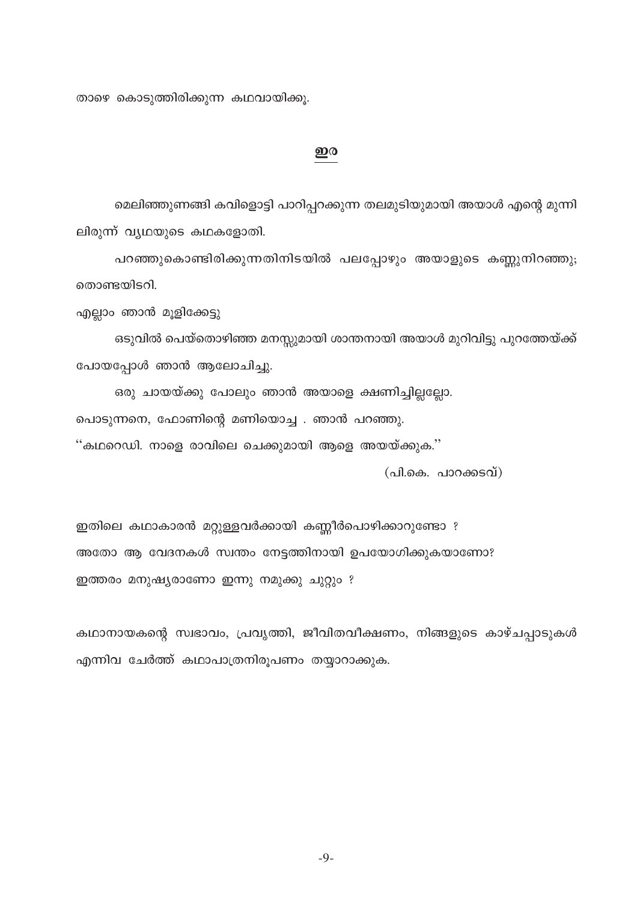താഴെ കൊടുത്തിരിക്കുന്ന കഥവായിക്കൂ.

## ഇര

മെലിഞ്ഞുണങ്ങി കവിളൊട്ടി പാറിപ്പറക്കുന്ന തലമുടിയുമായി അയാൾ എന്റെ മുന്നിലിരുന്ന് വ്യഥയുടെ കഥകളോതി.

പറഞ്ഞുകൊണ്ടിരിക്കുന്നതിനിടയിൽ പലപ്പോഴും അയാളുടെ കണ്ണുനിറഞ്ഞു; തൊണ്ടയിടറി.

എല്ലാം ഞാൻ മൂളിക്കേട്ടു

ഒടുവിൽ പെയ്തൊഴിഞ്ഞ മനസ്സുമായി ശാന്തനായി അയാൾ മുറിവിട്ടു പുറത്തേയ്ക്ക് പോയപ്പോൾ ഞാൻ ആലോചിച്ചു.

ഒരു ചായയ്ക്കു പോലും ഞാൻ അയാളെ ക്ഷണിച്ചില്ലല്ലോ.

പൊടുന്നനെ, ഫോണിന്റെ മണിയൊച്ച . ഞാൻ പറഞ്ഞു.

''കഥറെഡി. നാളെ രാവിലെ ചെക്കുമായി ആളെ അയയ്ക്കുക.''

(പി.കെ. പാറക്കടവ്)

ഇതിലെ കഥാകാരൻ മറ്റുള്ളവർക്കായി കണ്ണീർപൊഴിക്കാറുണ്ടോ ?

അതോ ആ വേദനകൾ സ്വന്തം നേട്ടത്തിനായി ഉപയോഗിക്കുകയാണോ?

ഇത്തരം മനുഷ്യരാണോ ഇന്നു നമുക്കു ചുറ്റും ?

കഥാനായകന്റെ സ്വഭാവം, പ്രവൃത്തി, ജീവിതവീക്ഷണം, നിങ്ങളുടെ കാഴ്ചപ്പാടുകൾ എന്നിവ ചേർത്ത് കഥാപാത്രനിരൂപണം തയ്യാറാക്കുക.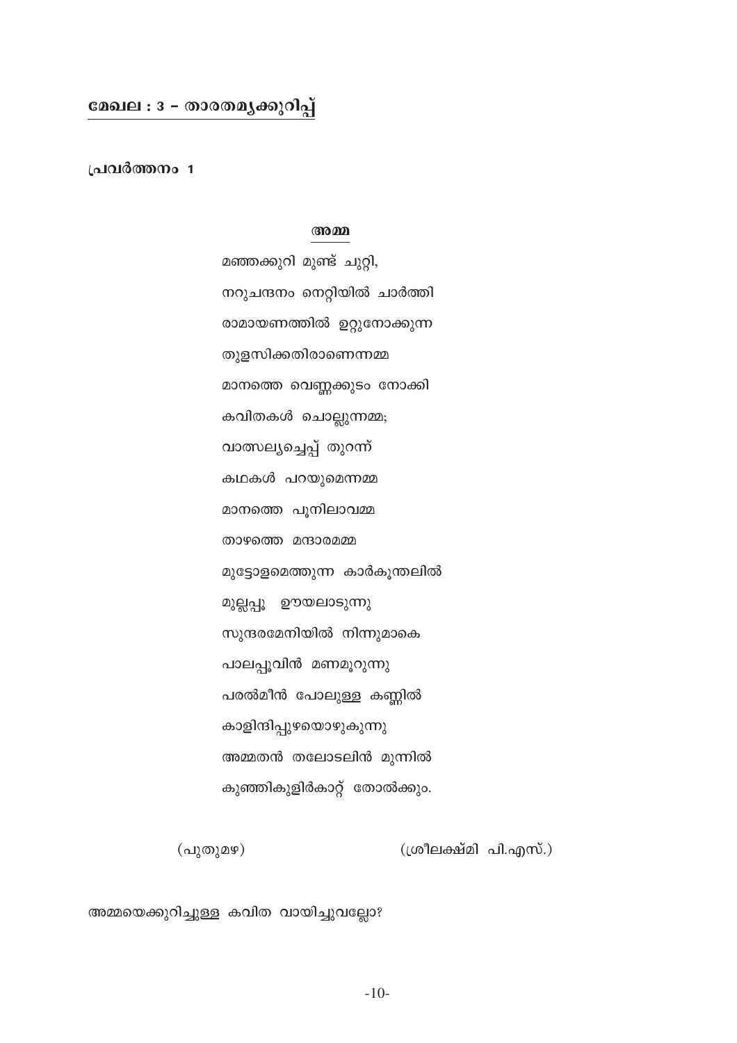## മേഖല : 3 – താരതമ്യക്കുറിപ്പ്

**പ്രവർത്തനം 1**

### അമ്മ

മഞ്ഞക്കുറി മുണ്ട് ചുറ്റി,  
നറുചന്ദനം നെറ്റിയിൽ ചാർത്തി  
രാമായണത്തിൽ ഉറ്റുനോക്കുന്ന  
തുളസിക്കതിരാണെന്നമ്മ  
മാനത്തെ വെണ്ണക്കുടം നോക്കി  
കവിതകൾ ചൊല്ലുന്നമ്മ;  
വാത്സല്യച്ചെപ്പ് തുറന്ന്  
കഥകൾ പറയുമെന്നമ്മ  
മാനത്തെ പൂനിലാവമ്മ  
താഴത്തെ മന്ദാരമമ്മ  
മുട്ടോളമെത്തുന്ന കാർകൂന്തലിൽ  
മുല്ലപ്പൂ ഊയലാടുന്നു  
സുന്ദരമേനിയിൽ നിന്നുമാകെ  
പാലപ്പൂവിൻ മണമൂറുന്നു  
പരൽമീൻ പോലുള്ള കണ്ണിൽ  
കാളിന്ദിപ്പുഴയൊഴുകുന്നു  
അമ്മതൻ തലോടലിൻ മുന്നിൽ  
കുഞ്ഞികുളിർകാറ്റ് തോൽക്കും.

(പുതുമഴ) (ശ്രീലക്ഷ്മി പി.എസ്.)

അമ്മയെക്കുറിച്ചുള്ള കവിത വായിച്ചുവല്ലോ?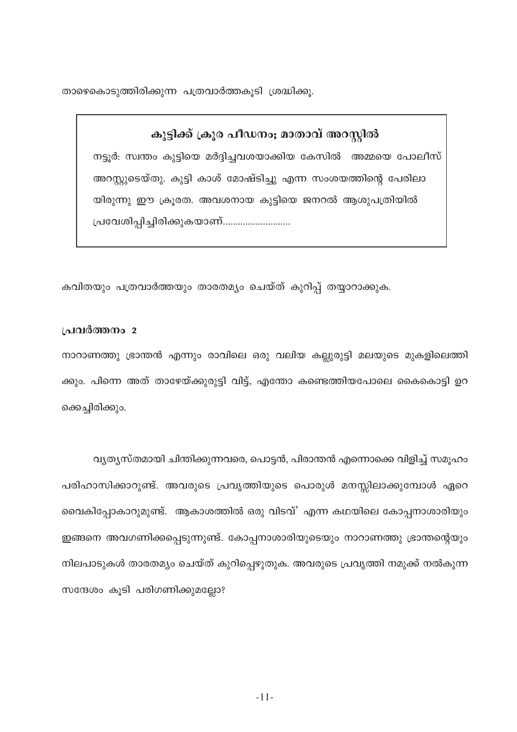താഴെകൊടുത്തിരിക്കുന്ന പത്രവാർത്തകൂടി ശ്രദ്ധിക്കൂ.

> **കുട്ടിക്ക് ക്രൂര പീഡനം; മാതാവ് അറസ്റ്റിൽ**
>
> നട്ടൂർ: സ്വന്തം കുട്ടിയെ മർദ്ദിച്ചവശയാക്കിയ കേസിൽ അമ്മയെ പോലീസ് അറസ്റ്റുടെയ്തു. കുട്ടി കാശ് മോഷ്ടിച്ചു എന്ന സംശയത്തിന്റെ പേരിലായിരുന്നു ഈ ക്രൂരത. അവശനായ കുട്ടിയെ ജനറൽ ആശുപത്രിയിൽ പ്രവേശിപ്പിച്ചിരിക്കുകയാണ്..........................

കവിതയും പത്രവാർത്തയും താരതമ്യം ചെയ്ത് കുറിപ്പ് തയ്യാറാക്കുക.

**പ്രവർത്തനം 2**

നാറാണത്തു ഭ്രാന്തൻ എന്നും രാവിലെ ഒരു വലിയ കല്ലുരുട്ടി മലയുടെ മുകളിലെത്തിക്കും. പിന്നെ അത് താഴേയ്ക്കുരുട്ടി വിട്ട്, എന്തോ കണ്ടെത്തിയപോലെ കൈകൊട്ടി ഉറക്കെച്ചിരിക്കും.

വ്യത്യസ്തമായി ചിന്തിക്കുന്നവരെ, പൊട്ടൻ, പിരാന്തൻ എന്നൊക്കെ വിളിച്ച് സമൂഹം പരിഹാസിക്കാറുണ്ട്. അവരുടെ പ്രവൃത്തിയുടെ പൊരുൾ മനസ്സിലാക്കുമ്പോൾ ഏറെ വൈകിപ്പോകാറുമുണ്ട്. ആകാശത്തിൽ ഒരു വിടവ്' എന്ന കഥയിലെ കോപ്പനാശാരിയും ഇങ്ങനെ അവഗണിക്കപ്പെടുന്നുണ്ട്. കോപ്പനാശാരിയുടെയും നാറാണത്തു ഭ്രാന്തന്റെയും നിലപാടുകൾ താരതമ്യം ചെയ്ത് കുറിപ്പെഴുതുക. അവരുടെ പ്രവൃത്തി നമുക്ക് നൽകുന്ന സന്ദേശം കൂടി പരിഗണിക്കുമല്ലോ?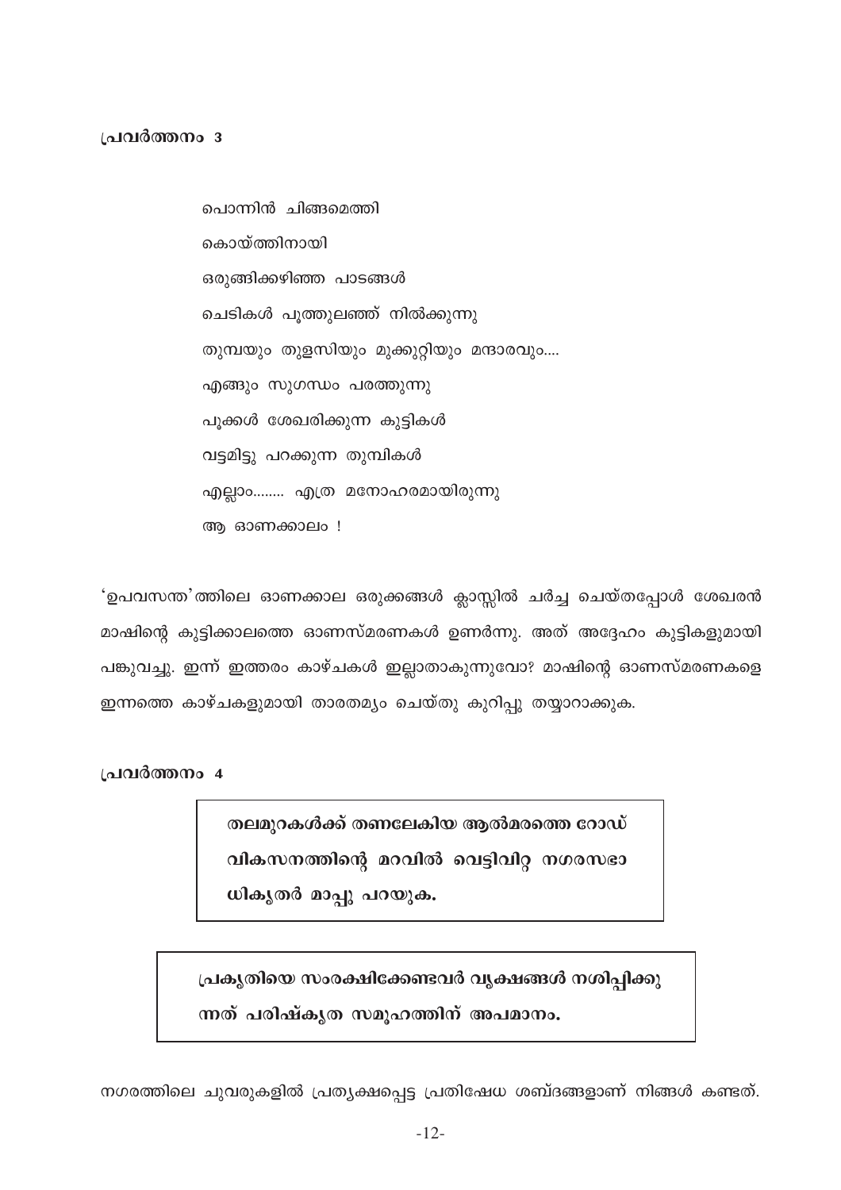### പ്രവർത്തനം 3

പൊന്നിൻ ചിങ്ങമെത്തി
കൊയ്ത്തിനായി
ഒരുങ്ങിക്കഴിഞ്ഞ പാടങ്ങൾ
ചെടികൾ പൂത്തുലഞ്ഞ് നിൽക്കുന്നു
തുമ്പയും തുളസിയും മുക്കുറ്റിയും മന്ദാരവും....
എങ്ങും സുഗന്ധം പരത്തുന്നു
പൂക്കൾ ശേഖരിക്കുന്ന കുട്ടികൾ
വട്ടമിട്ടു പറക്കുന്ന തുമ്പികൾ
എല്ലാം........ എത്ര മനോഹരമായിരുന്നു
ആ ഓണക്കാലം !

'ഉപവസന്ത'ത്തിലെ ഓണക്കാല ഒരുക്കങ്ങൾ ക്ലാസ്സിൽ ചർച്ച ചെയ്തപ്പോൾ ശേഖരൻ മാഷിന്റെ കുട്ടിക്കാലത്തെ ഓണസ്മരണകൾ ഉണർന്നു. അത് അദ്ദേഹം കുട്ടികളുമായി പങ്കുവച്ചു. ഇന്ന് ഇത്തരം കാഴ്ചകൾ ഇല്ലാതാകുന്നുവോ? മാഷിന്റെ ഓണസ്മരണകളെ ഇന്നത്തെ കാഴ്ചകളുമായി താരതമ്യം ചെയ്തു കുറിപ്പു തയ്യാറാക്കുക.

### പ്രവർത്തനം 4

**തലമുറകൾക്ക് തണലേകിയ ആൽമരത്തെ റോഡ് വികസനത്തിന്റെ മറവിൽ വെട്ടിവിറ്റ നഗരസഭാധികൃതർ മാപ്പു പറയുക.**

**പ്രകൃതിയെ സംരക്ഷിക്കേണ്ടവർ വൃക്ഷങ്ങൾ നശിപ്പിക്കുന്നത് പരിഷ്കൃത സമൂഹത്തിന് അപമാനം.**

നഗരത്തിലെ ചുവരുകളിൽ പ്രത്യക്ഷപ്പെട്ട പ്രതിഷേധ ശബ്ദങ്ങളാണ് നിങ്ങൾ കണ്ടത്.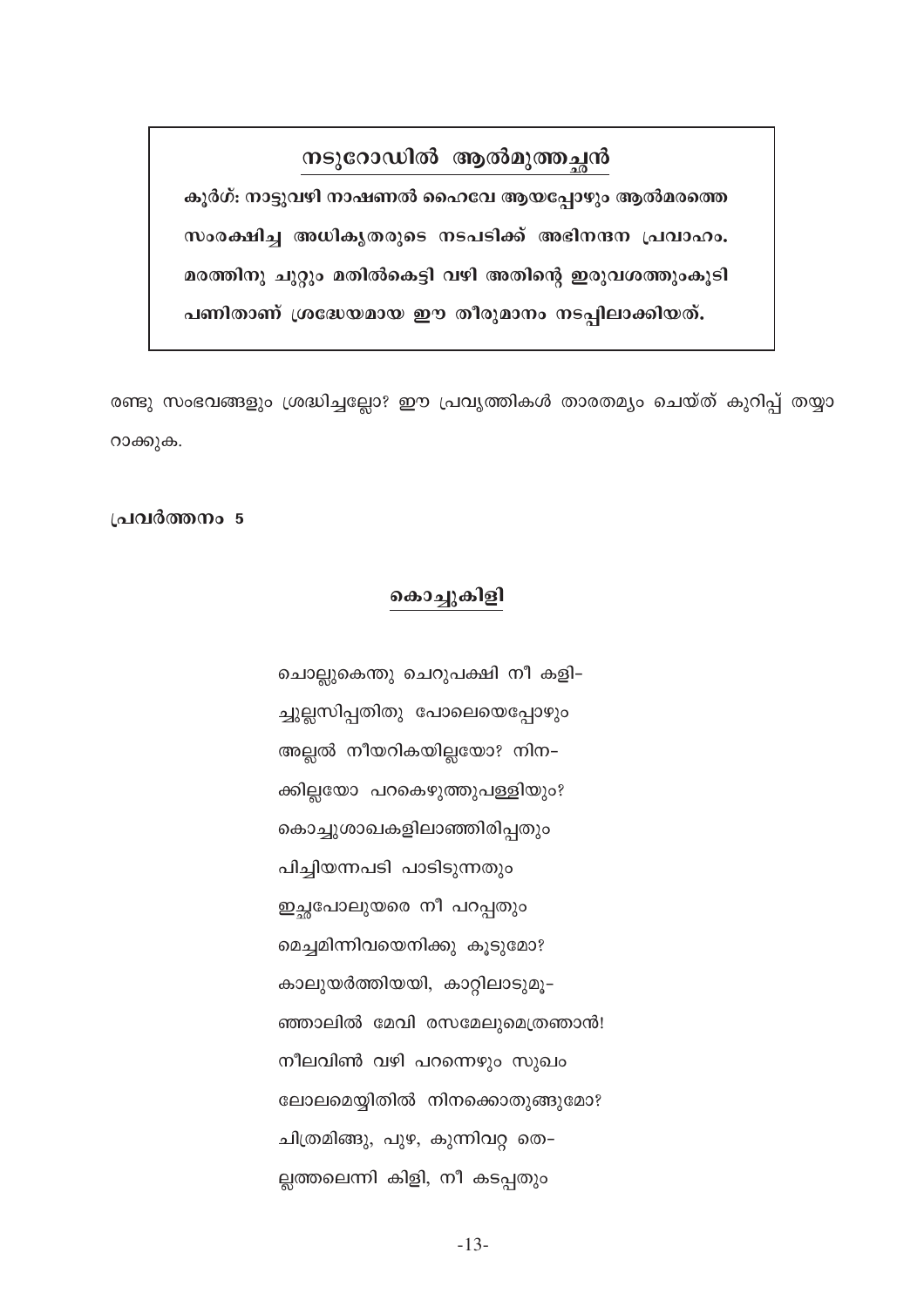## നടുറോഡിൽ ആൽമുത്തച്ഛൻ

**കൂർഗ്: നാട്ടുവഴി നാഷണൽ ഹൈവേ ആയപ്പോഴും ആൽമരത്തെ സംരക്ഷിച്ച അധികൃതരുടെ നടപടിക്ക് അഭിനന്ദന പ്രവാഹം. മരത്തിനു ചുറ്റും മതിൽകെട്ടി വഴി അതിന്റെ ഇരുവശത്തുംകൂടി പണിതാണ് ശ്രദ്ധേയമായ ഈ തീരുമാനം നടപ്പിലാക്കിയത്.**

രണ്ടു സംഭവങ്ങളും ശ്രദ്ധിച്ചല്ലോ? ഈ പ്രവൃത്തികൾ താരതമ്യം ചെയ്ത് കുറിപ്പ് തയ്യാറാക്കുക.

**പ്രവർത്തനം 5**

### കൊച്ചുകിളി

ചൊല്ലുകെന്തു ചെറുപക്ഷി നീ കളി–
ച്ചുല്ലസിപ്പതിതു പോലെയെപ്പോഴും
അല്ലൽ നീയറികയില്ലയോ? നിന–
ക്കില്ലയോ പറകെഴുത്തുപള്ളിയും?
കൊച്ചുശാഖകളിലാഞ്ഞിരിപ്പതും
പിച്ചിയന്നപടി പാടിടുന്നതും
ഇച്ഛപോലുയരെ നീ പറപ്പതും
മെച്ചമിന്നിവയെനിക്കു കൂടുമോ?
കാലുയർത്തിയയി, കാറ്റിലാടുമൂ–
ഞ്ഞാലിൽ മേവി രസമേലുമെത്രഞാൻ!
നീലവിൺ വഴി പറന്നെഴും സുഖം
ലോലമെയ്യിതിൽ നിനക്കൊതുങ്ങുമോ?
ചിത്രമിങ്ങു, പുഴ, കുന്നിവറ്റ തെ–
ല്ലത്തലെന്നി കിളി, നീ കടപ്പതും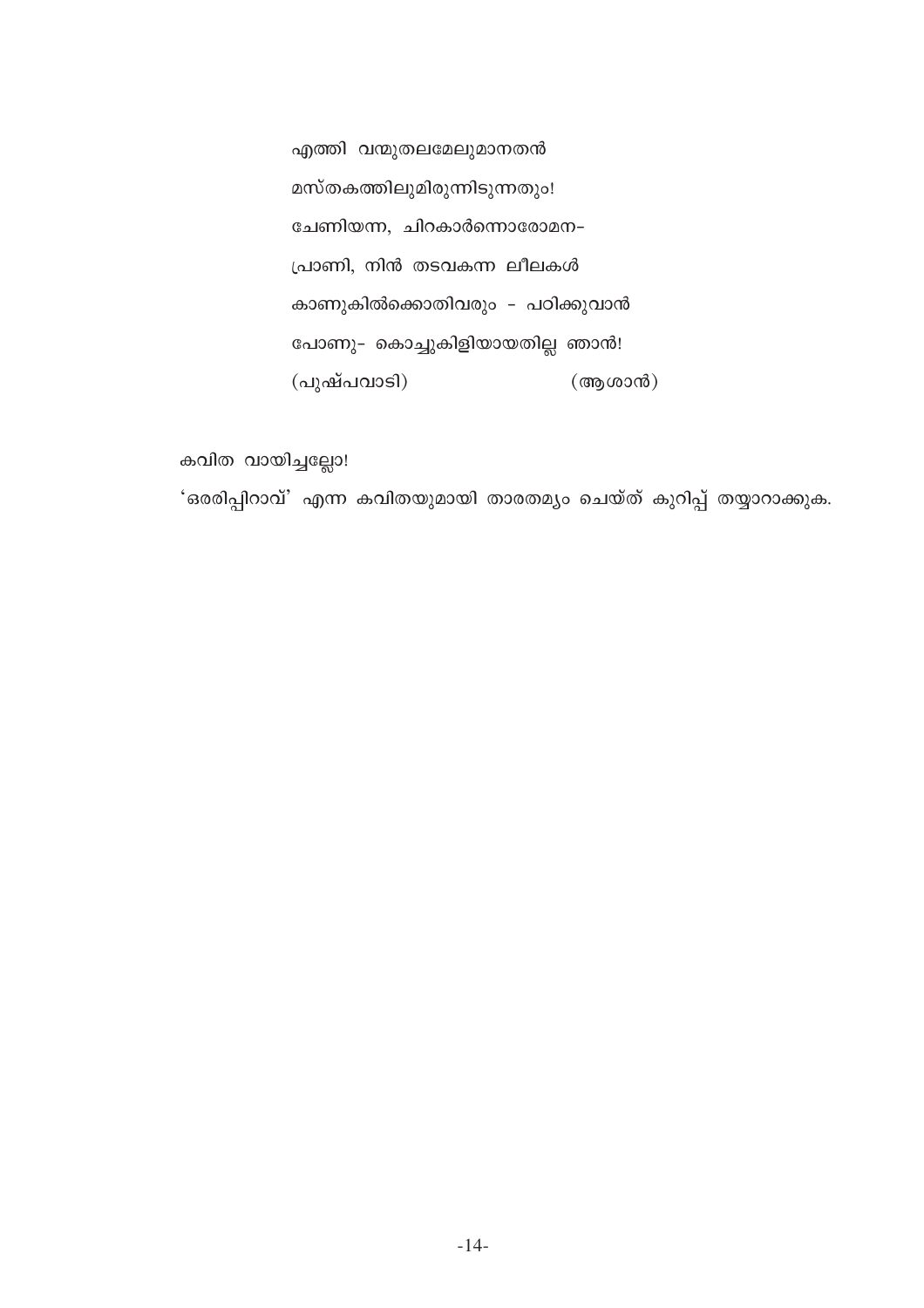എത്തി വന്മുതലമേലുമാനതൻ

മസ്തകത്തിലുമിരുന്നിടുന്നതും!

ചേണിയന്ന, ചിറകാർന്നൊരോമന-

പ്രാണി, നിൻ തടവകന്ന ലീലകൾ

കാണുകിൽക്കൊതിവരും - പഠിക്കുവാൻ

പോണു- കൊച്ചുകിളിയായതില്ല ഞാൻ!

(പുഷ്പവാടി) (ആശാൻ)

കവിത വായിച്ചല്ലോ!

'ഒരരിപ്പിറാവ്' എന്ന കവിതയുമായി താരതമ്യം ചെയ്ത് കുറിപ്പ് തയ്യാറാക്കുക.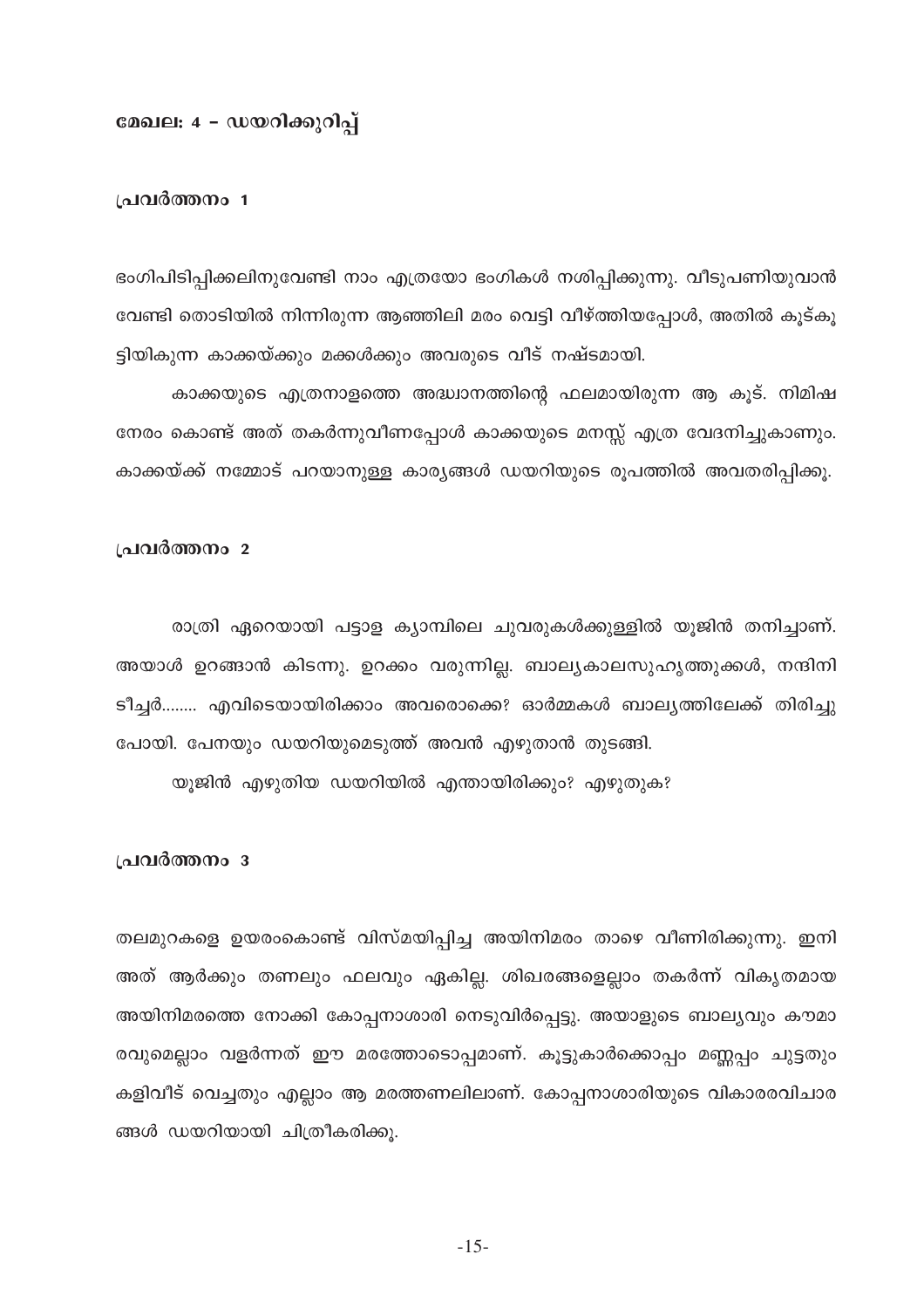### മേഖല: 4 – ഡയറിക്കുറിപ്പ്

#### പ്രവർത്തനം 1

ഭംഗിപിടിപ്പിക്കലിനുവേണ്ടി നാം എത്രയോ ഭംഗികൾ നശിപ്പിക്കുന്നു. വീടുപണിയുവാൻ വേണ്ടി തൊടിയിൽ നിന്നിരുന്ന ആഞ്ഞിലി മരം വെട്ടി വീഴ്ത്തിയപ്പോൾ, അതിൽ കൂട്കൂട്ടിയിരുന്ന കാക്കയ്ക്കും മക്കൾക്കും അവരുടെ വീട് നഷ്ടമായി.

കാക്കയുടെ എത്രനാളത്തെ അദ്ധ്വാനത്തിന്റെ ഫലമായിരുന്ന ആ കൂട്. നിമിഷ നേരം കൊണ്ട് അത് തകർന്നുവീണപ്പോൾ കാക്കയുടെ മനസ്സ് എത്ര വേദനിച്ചുകാണും. കാക്കയ്ക്ക് നമ്മോട് പറയാനുള്ള കാര്യങ്ങൾ ഡയറിയുടെ രൂപത്തിൽ അവതരിപ്പിക്കൂ.

#### പ്രവർത്തനം 2

രാത്രി ഏറെയായി പട്ടാള ക്യാമ്പിലെ ചുവരുകൾക്കുള്ളിൽ യൂജിൻ തനിച്ചാണ്. അയാൾ ഉറങ്ങാൻ കിടന്നു. ഉറക്കം വരുന്നില്ല. ബാല്യകാലസുഹൃത്തുക്കൾ, നന്ദിനി ടീച്ചർ........ എവിടെയായിരിക്കാം അവരൊക്കെ? ഓർമ്മകൾ ബാല്യത്തിലേക്ക് തിരിച്ചു പോയി. പേനയും ഡയറിയുമെടുത്ത് അവൻ എഴുതാൻ തുടങ്ങി.

യൂജിൻ എഴുതിയ ഡയറിയിൽ എന്തായിരിക്കും? എഴുതുക?

#### പ്രവർത്തനം 3

തലമുറകളെ ഉയരംകൊണ്ട് വിസ്മയിപ്പിച്ച അയിനിമരം താഴെ വീണിരിക്കുന്നു. ഇനി അത് ആർക്കും തണലും ഫലവും ഏകില്ല. ശിഖരങ്ങളെല്ലാം തകർന്ന് വികൃതമായ അയിനിമരത്തെ നോക്കി കോപ്പനാശാരി നെടുവീർപ്പെട്ടു. അയാളുടെ ബാല്യവും കൗമാരവുമെല്ലാം വളർന്നത് ഈ മരത്തോടൊപ്പമാണ്. കൂട്ടുകാർക്കൊപ്പം മണ്ണപ്പം ചുട്ടതും കളിവീട് വെച്ചതും എല്ലാം ആ മരത്തണലിലാണ്. കോപ്പനാശാരിയുടെ വികാരവിചാരങ്ങൾ ഡയറിയായി ചിത്രീകരിക്കൂ.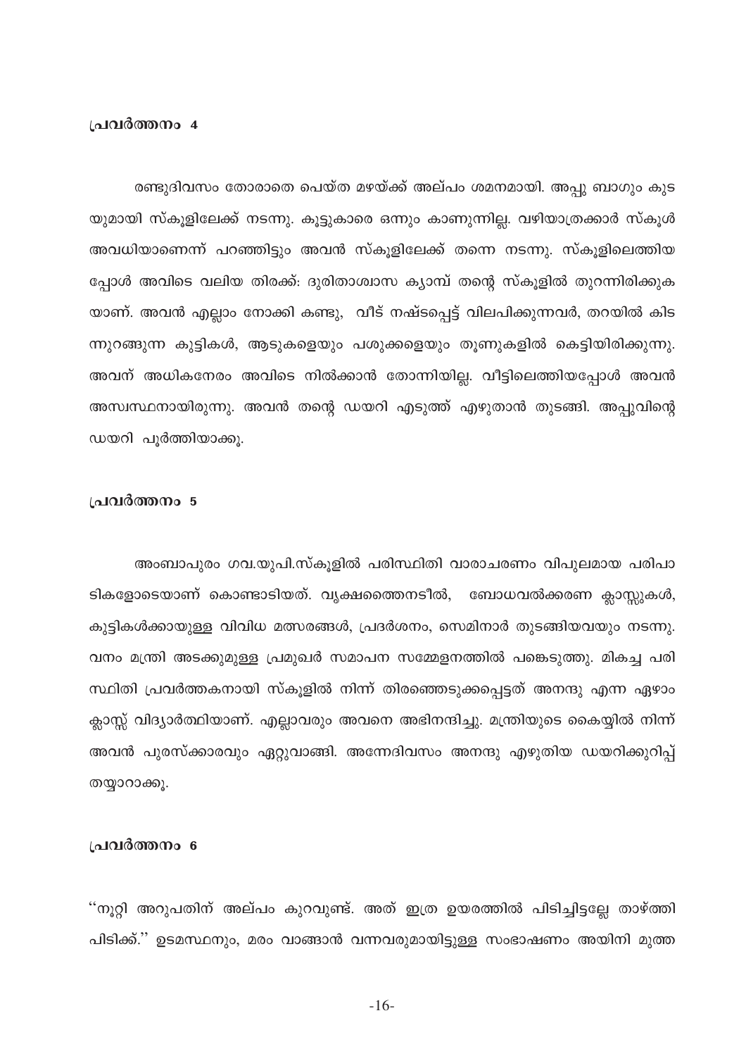### പ്രവർത്തനം 4

രണ്ടുദിവസം തോരാതെ പെയ്ത മഴയ്ക്ക് അല്പം ശമനമായി. അപ്പു ബാഗും കുടയുമായി സ്കൂളിലേക്ക് നടന്നു. കൂട്ടുകാരെ ഒന്നും കാണുന്നില്ല. വഴിയാത്രക്കാർ സ്കൂൾ അവധിയാണെന്ന് പറഞ്ഞിട്ടും അവൻ സ്കൂളിലേക്ക് തന്നെ നടന്നു. സ്കൂളിലെത്തിയപ്പോൾ അവിടെ വലിയ തിരക്ക്: ദുരിതാശ്വാസ ക്യാമ്പ് തന്റെ സ്കൂളിൽ തുറന്നിരിക്കുകയാണ്. അവൻ എല്ലാം നോക്കി കണ്ടു, വീട് നഷ്ടപ്പെട്ട് വിലപിക്കുന്നവർ, തറയിൽ കിടന്നുറങ്ങുന്ന കുട്ടികൾ, ആടുകളെയും പശുക്കളെയും തൂണുകളിൽ കെട്ടിയിരിക്കുന്നു. അവന് അധികനേരം അവിടെ നിൽക്കാൻ തോന്നിയില്ല. വീട്ടിലെത്തിയപ്പോൾ അവൻ അസ്വസ്ഥനായിരുന്നു. അവൻ തന്റെ ഡയറി എടുത്ത് എഴുതാൻ തുടങ്ങി. അപ്പുവിന്റെ ഡയറി പൂർത്തിയാക്കൂ.

### പ്രവർത്തനം 5

അംബാപുരം ഗവ.യുപി.സ്കൂളിൽ പരിസ്ഥിതി വാരാചരണം വിപുലമായ പരിപാടികളോടെയാണ് കൊണ്ടാടിയത്. വൃക്ഷത്തൈനടീൽ, ബോധവൽക്കരണ ക്ലാസ്സുകൾ, കുട്ടികൾക്കായുള്ള വിവിധ മത്സരങ്ങൾ, പ്രദർശനം, സെമിനാർ തുടങ്ങിയവയും നടന്നു. വനം മന്ത്രി അടക്കുമുള്ള പ്രമുഖർ സമാപന സമ്മേളനത്തിൽ പങ്കെടുത്തു. മികച്ച പരിസ്ഥിതി പ്രവർത്തകനായി സ്കൂളിൽ നിന്ന് തിരഞ്ഞെടുക്കപ്പെട്ടത് അനന്ദു എന്ന ഏഴാം ക്ലാസ്സ് വിദ്യാർത്ഥിയാണ്. എല്ലാവരും അവനെ അഭിനന്ദിച്ചു. മന്ത്രിയുടെ കൈയ്യിൽ നിന്ന് അവൻ പുരസ്ക്കാരവും ഏറ്റുവാങ്ങി. അന്നേദിവസം അനന്ദു എഴുതിയ ഡയറിക്കുറിപ്പ് തയ്യാറാക്കൂ.

### പ്രവർത്തനം 6

''നൂറ്റി അറുപതിന് അല്പം കുറവുണ്ട്. അത് ഇത്ര ഉയരത്തിൽ പിടിച്ചിട്ടല്ലേ താഴ്ത്തി പിടിക്ക്.'' ഉടമസ്ഥനും, മരം വാങ്ങാൻ വന്നവരുമായിട്ടുള്ള സംഭാഷണം അയിനി മുത്ത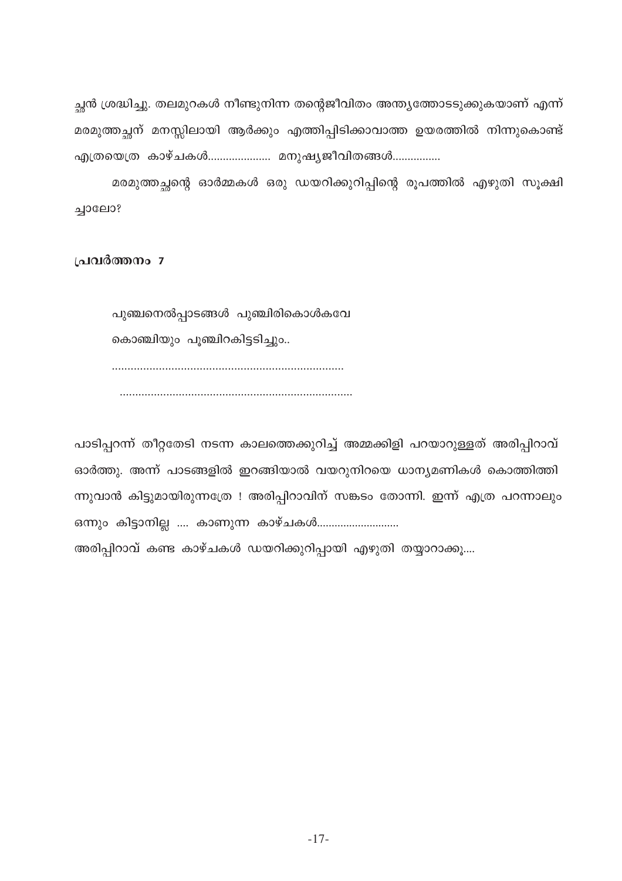ച്ഛൻ ശ്രദ്ധിച്ചു. തലമുറകൾ നീണ്ടുനിന്ന തന്റെജീവിതം അന്ത്യത്തോടടുക്കുകയാണ് എന്ന് മരമുത്തച്ഛന് മനസ്സിലായി ആർക്കും എത്തിപ്പിടിക്കാവാത്ത ഉയരത്തിൽ നിന്നുകൊണ്ട് എത്രയെത്ര കാഴ്ചകൾ.................... മനുഷ്യജീവിതങ്ങൾ................

മരമുത്തച്ഛന്റെ ഓർമ്മകൾ ഒരു ഡയറിക്കുറിപ്പിന്റെ രൂപത്തിൽ എഴുതി സൂക്ഷിച്ചാലോ?

**പ്രവർത്തനം 7**

പുഞ്ചനെൽപ്പാടങ്ങൾ പുഞ്ചിരികൊൾകവേ
കൊഞ്ചിയും പൂഞ്ചിറകിട്ടടിച്ചും..
..........................................................................
..........................................................................

പാടിപ്പറന്ന് തീറ്റതേടി നടന്ന കാലത്തെക്കുറിച്ച് അമ്മക്കിളി പറയാറുള്ളത് അരിപ്പിറാവ് ഓർത്തു. അന്ന് പാടങ്ങളിൽ ഇറങ്ങിയാൽ വയറുനിറയെ ധാന്യമണികൾ കൊത്തിത്തിന്നുവാൻ കിട്ടുമായിരുന്നത്രേ ! അരിപ്പിറാവിന് സങ്കടം തോന്നി. ഇന്ന് എത്ര പറന്നാലും ഒന്നും കിട്ടാനില്ല .... കാണുന്ന കാഴ്ചകൾ............................
അരിപ്പിറാവ് കണ്ട കാഴ്ചകൾ ഡയറിക്കുറിപ്പായി എഴുതി തയ്യാറാക്കൂ....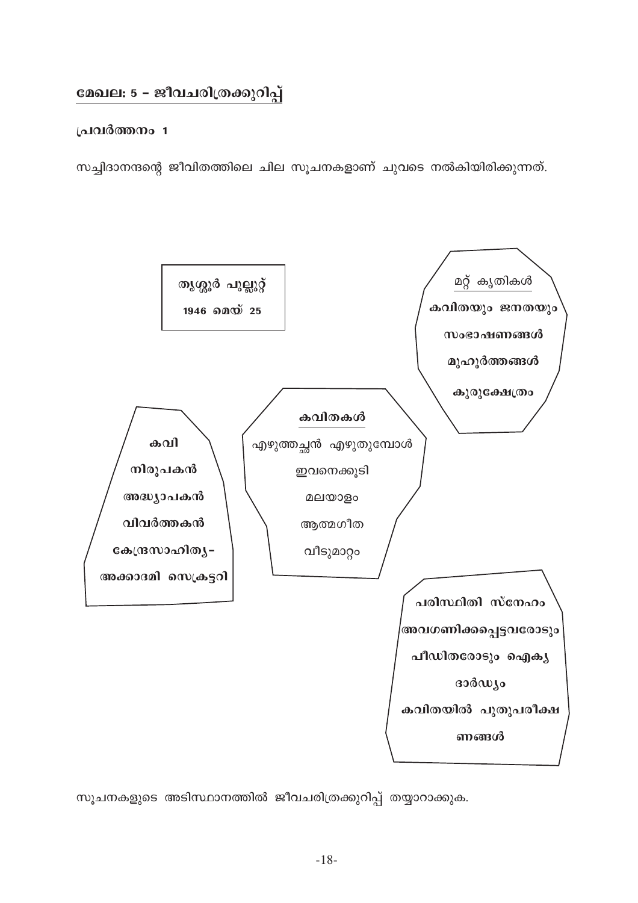## മേഖല: 5 – ജീവചരിത്രക്കുറിപ്പ്

**പ്രവർത്തനം 1**

സച്ചിദാനന്ദന്റെ ജീവിതത്തിലെ ചില സൂചനകളാണ് ചുവടെ നൽകിയിരിക്കുന്നത്.

**തൃശ്ശൂർ പുല്ലൂറ്റ്**
**1946 മെയ് 25**

**മറ്റ് കൃതികൾ**
- **കവിതയും ജനതയും**
- **സംഭാഷണങ്ങൾ**
- **മുഹൂർത്തങ്ങൾ**
- **കുരുക്ഷേത്രം**

**കവി**
**നിരൂപകൻ**
**അദ്ധ്യാപകൻ**
**വിവർത്തകൻ**
**കേന്ദ്രസാഹിത്യ-**
**അക്കാദമി സെക്രട്ടറി**

**കവിതകൾ**
- എഴുത്തച്ഛൻ എഴുതുമ്പോൾ
- ഇവനെക്കൂടി
- മലയാളം
- ആത്മഗീത
- വീടുമാറ്റം

**പരിസ്ഥിതി സ്നേഹം**
**അവഗണിക്കപ്പെട്ടവരോടും**
**പീഡിതരോടും ഐക്യ**
**ദാർഢ്യം**
**കവിതയിൽ പുതുപരീക്ഷ**
**ണങ്ങൾ**

സൂചനകളുടെ അടിസ്ഥാനത്തിൽ ജീവചരിത്രക്കുറിപ്പ് തയ്യാറാക്കുക.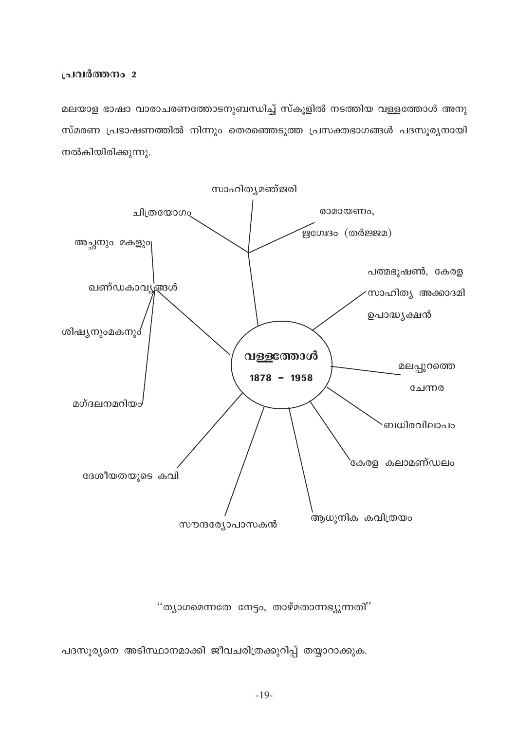**പ്രവർത്തനം 2**

മലയാള ഭാഷാ വാരാചരണത്തോടനുബന്ധിച്ച് സ്കൂളിൽ നടത്തിയ വള്ളത്തോൾ അനുസ്മരണ പ്രഭാഷണത്തിൽ നിന്നും തെരഞ്ഞെടുത്ത പ്രസക്തഭാഗങ്ങൾ പദസൂര്യനായി നൽകിയിരിക്കുന്നു.

**വള്ളത്തോൾ**
**1878 – 1958**

- സാഹിത്യമഞ്ജരി
- ചിത്രയോഗം
- രാമായണം, ഋഗ്വേദം (തർജ്ജമ)
- പത്മഭൂഷൺ, കേരള സാഹിത്യ അക്കാദമി ഉപാദ്ധ്യക്ഷൻ
- മലപ്പുറത്തെ ചേന്നര
- ബധിരവിലാപം
- കേരള കലാമണ്ഡലം
- ആധുനിക കവിത്രയം
- സൗന്ദര്യോപാസകൻ
- ദേശീയതയുടെ കവി
- ഖണ്ഡകാവ്യങ്ങൾ
  - അച്ഛനും മകളും
  - ശിഷ്യനുംമകനും
  - മഗ്ദലനമറിയം

''ത്യാഗമെന്നതേ നേട്ടം, താഴ്മതാന്നഭ്യുന്നതി''

പദസൂര്യനെ അടിസ്ഥാനമാക്കി ജീവചരിത്രക്കുറിപ്പ് തയ്യാറാക്കുക.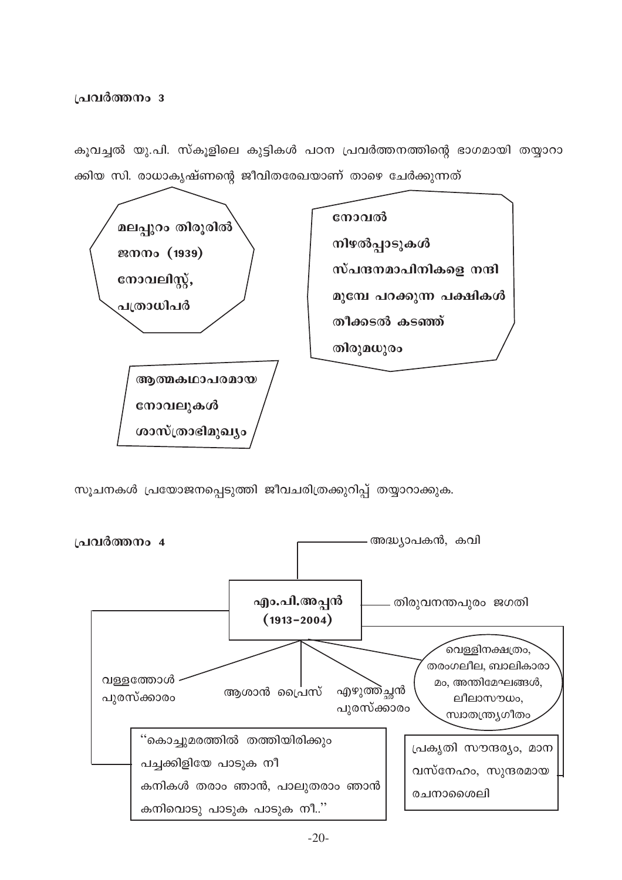### പ്രവർത്തനം 3

കൂവച്ചൽ യു.പി. സ്കൂളിലെ കുട്ടികൾ പഠന പ്രവർത്തനത്തിന്റെ ഭാഗമായി തയ്യാറാക്കിയ സി. രാധാകൃഷ്ണന്റെ ജീവിതരേഖയാണ് താഴെ ചേർക്കുന്നത്

**മലപ്പുറം തിരൂരിൽ**
**ജനനം (1939)**
**നോവലിസ്റ്റ്,**
**പത്രാധിപർ**

**നോവൽ**
**നിഴൽപ്പാടുകൾ**
**സ്പന്ദനമാപിനികളെ നന്ദി**
**മുമ്പേ പറക്കുന്ന പക്ഷികൾ**
**തീക്കടൽ കടഞ്ഞ്**
**തിരുമധുരം**

**ആത്മകഥാപരമായ**
**നോവലുകൾ**
**ശാസ്ത്രാഭിമുഖ്യം**

സൂചനകൾ പ്രയോജനപ്പെടുത്തി ജീവചരിത്രക്കുറിപ്പ് തയ്യാറാക്കുക.

### പ്രവർത്തനം 4

**എം.പി.അപ്പൻ**
**(1913–2004)**

- അദ്ധ്യാപകൻ, കവി
- തിരുവനന്തപുരം ജഗതി
- വള്ളത്തോൾ പുരസ്ക്കാരം
- ആശാൻ പ്രൈസ്
- എഴുത്തച്ഛൻ പുരസ്ക്കാരം
- വെള്ളിനക്ഷത്രം, തരംഗലീല, ബാലികാരാമം, അന്തിമേഘങ്ങൾ, ലീലാസൗധം, സ്വാതന്ത്ര്യഗീതം
- പ്രകൃതി സൗന്ദര്യം, മാനവസ്നേഹം, സുന്ദരമായ രചനാശൈലി

"കൊച്ചുമരത്തിൽ തത്തിയിരിക്കും
പച്ചക്കിളിയേ പാടുക നീ
കനികൾ തരാം ഞാൻ, പാലുതരാം ഞാൻ
കനിവൊടു പാടുക പാടുക നീ.."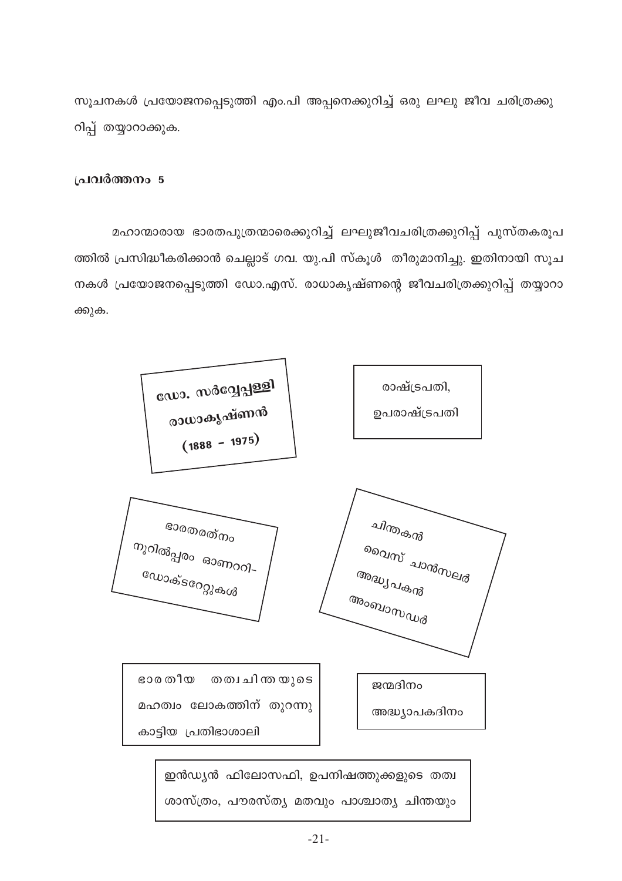സൂചനകൾ പ്രയോജനപ്പെടുത്തി എം.പി അപ്പനെക്കുറിച്ച് ഒരു ലഘു ജീവ ചരിത്രക്കുറിപ്പ് തയ്യാറാക്കുക.

**പ്രവർത്തനം 5**

മഹാന്മാരായ ഭാരതപുത്രന്മാരെക്കുറിച്ച് ലഘുജീവചരിത്രക്കുറിപ്പ് പുസ്തകരൂപത്തിൽ പ്രസിദ്ധീകരിക്കാൻ ചെല്ലാട് ഗവ. യു.പി സ്കൂൾ തീരുമാനിച്ചു. ഇതിനായി സൂചനകൾ പ്രയോജനപ്പെടുത്തി ഡോ.എസ്. രാധാകൃഷ്ണന്റെ ജീവചരിത്രക്കുറിപ്പ് തയ്യാറാക്കുക.

ഡോ. സർവ്വേപ്പള്ളി
രാധാകൃഷ്ണൻ
(1888 – 1975)

രാഷ്ട്രപതി,
ഉപരാഷ്ട്രപതി

ഭാരതരത്നം
നൂറിൽപ്പരം ഓണററി-
ഡോക്ടറേറ്റുകൾ

ചിന്തകൻ
വൈസ് ചാൻസലർ
അദ്ധ്യാപകൻ
അംബാസഡർ

ഭാരതീയ തത്വചിന്തയുടെ
മഹത്വം ലോകത്തിന് തുറന്നു
കാട്ടിയ പ്രതിഭാശാലി

ജന്മദിനം
അദ്ധ്യാപകദിനം

ഇൻഡ്യൻ ഫിലോസഫി, ഉപനിഷത്തുക്കളുടെ തത്വശാസ്ത്രം, പൗരസ്ത്യ മതവും പാശ്ചാത്യ ചിന്തയും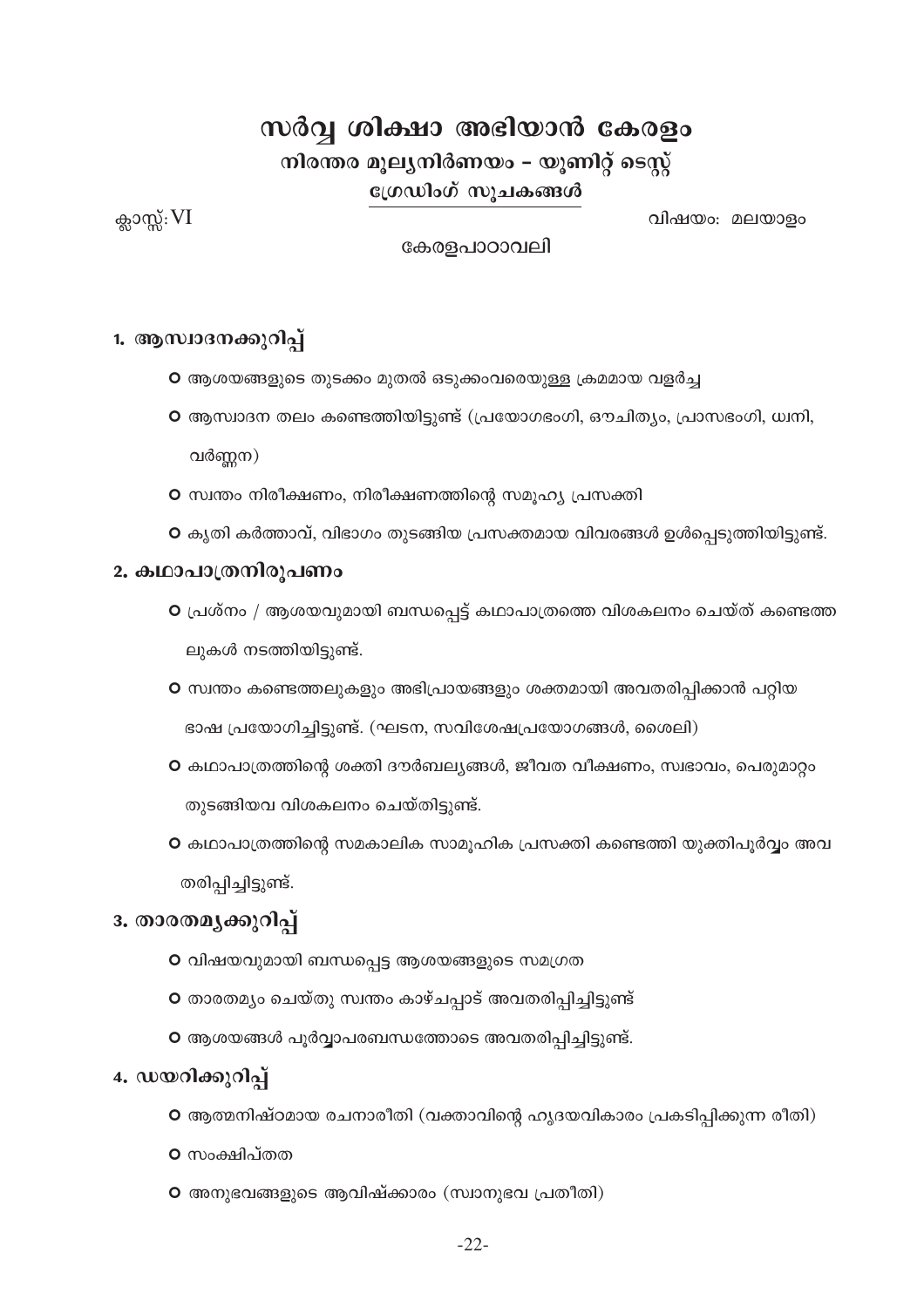# സർവ്വ ശിക്ഷാ അഭിയാൻ കേരളം

## നിരന്തര മൂല്യനിർണയം – യൂണിറ്റ് ടെസ്റ്റ്

### ഗ്രേഡിംഗ് സൂചകങ്ങൾ

ക്ലാസ്സ്: VI

വിഷയം: മലയാളം

കേരളപാഠാവലി

## 1. ആസ്വാദനക്കുറിപ്പ്

- ആശയങ്ങളുടെ തുടക്കം മുതൽ ഒടുക്കംവരെയുള്ള ക്രമമായ വളർച്ച
- ആസ്വാദന തലം കണ്ടെത്തിയിട്ടുണ്ട് (പ്രയോഗഭംഗി, ഔചിത്യം, പ്രാസഭംഗി, ധ്വനി, വർണ്ണന)
- സ്വന്തം നിരീക്ഷണം, നിരീക്ഷണത്തിന്റെ സമൂഹ്യ പ്രസക്തി
- കൃതി കർത്താവ്, വിഭാഗം തുടങ്ങിയ പ്രസക്തമായ വിവരങ്ങൾ ഉൾപ്പെടുത്തിയിട്ടുണ്ട്.

## 2. കഥാപാത്രനിരൂപണം

- പ്രശ്നം / ആശയവുമായി ബന്ധപ്പെട്ട് കഥാപാത്രത്തെ വിശകലനം ചെയ്ത് കണ്ടെത്തലുകൾ നടത്തിയിട്ടുണ്ട്.
- സ്വന്തം കണ്ടെത്തലുകളും അഭിപ്രായങ്ങളും ശക്തമായി അവതരിപ്പിക്കാൻ പറ്റിയ ഭാഷ പ്രയോഗിച്ചിട്ടുണ്ട്. (ഘടന, സവിശേഷപ്രയോഗങ്ങൾ, ശൈലി)
- കഥാപാത്രത്തിന്റെ ശക്തി ദൗർബല്യങ്ങൾ, ജീവത വീക്ഷണം, സ്വഭാവം, പെരുമാറ്റം തുടങ്ങിയവ വിശകലനം ചെയ്തിട്ടുണ്ട്.
- കഥാപാത്രത്തിന്റെ സമകാലിക സാമൂഹിക പ്രസക്തി കണ്ടെത്തി യുക്തിപൂർവ്വം അവതരിപ്പിച്ചിട്ടുണ്ട്.

## 3. താരതമ്യക്കുറിപ്പ്

- വിഷയവുമായി ബന്ധപ്പെട്ട ആശയങ്ങളുടെ സമഗ്രത
- താരതമ്യം ചെയ്തു സ്വന്തം കാഴ്ചപ്പാട് അവതരിപ്പിച്ചിട്ടുണ്ട്
- ആശയങ്ങൾ പൂർവ്വാപരബന്ധത്തോടെ അവതരിപ്പിച്ചിട്ടുണ്ട്.

## 4. ഡയറിക്കുറിപ്പ്

- ആത്മനിഷ്ഠമായ രചനാരീതി (വക്താവിന്റെ ഹൃദയവികാരം പ്രകടിപ്പിക്കുന്ന രീതി)
- സംക്ഷിപ്തത
- അനുഭവങ്ങളുടെ ആവിഷ്ക്കാരം (സ്വാനുഭവ പ്രതീതി)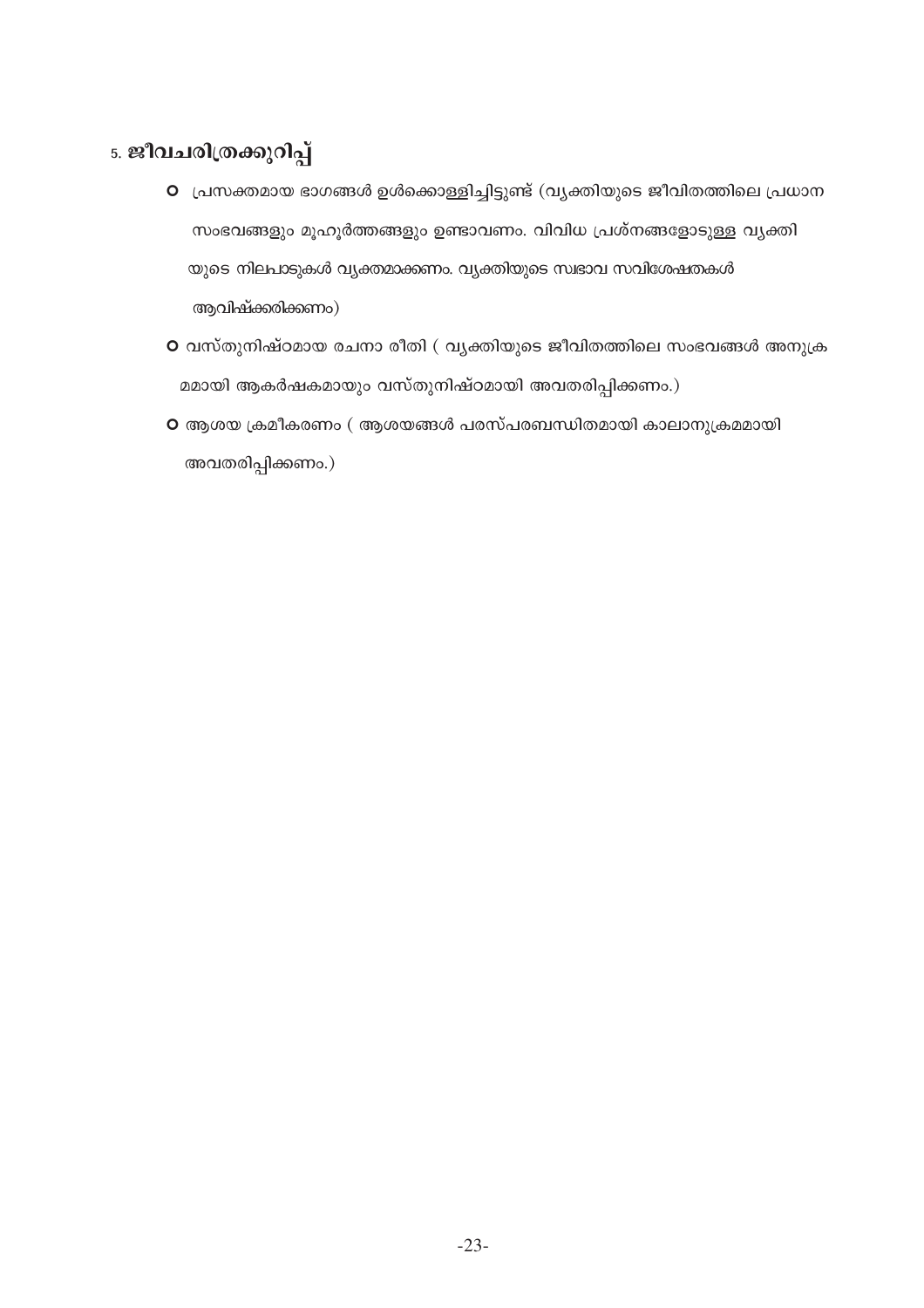## 5. ജീവചരിത്രക്കുറിപ്പ്

- പ്രസക്തമായ ഭാഗങ്ങൾ ഉൾക്കൊള്ളിച്ചിട്ടുണ്ട് (വ്യക്തിയുടെ ജീവിതത്തിലെ പ്രധാന സംഭവങ്ങളും മുഹൂർത്തങ്ങളും ഉണ്ടാവണം. വിവിധ പ്രശ്നങ്ങളോടുള്ള വ്യക്തിയുടെ നിലപാടുകൾ വ്യക്തമാക്കണം. വ്യക്തിയുടെ സ്വഭാവ സവിശേഷതകൾ ആവിഷ്ക്കരിക്കണം)
- വസ്തുനിഷ്ഠമായ രചനാ രീതി ( വ്യക്തിയുടെ ജീവിതത്തിലെ സംഭവങ്ങൾ അനുക്രമമായി ആകർഷകമായും വസ്തുനിഷ്ഠമായി അവതരിപ്പിക്കണം.)
- ആശയ ക്രമീകരണം ( ആശയങ്ങൾ പരസ്പരബന്ധിതമായി കാലാനുക്രമമായി അവതരിപ്പിക്കണം.)